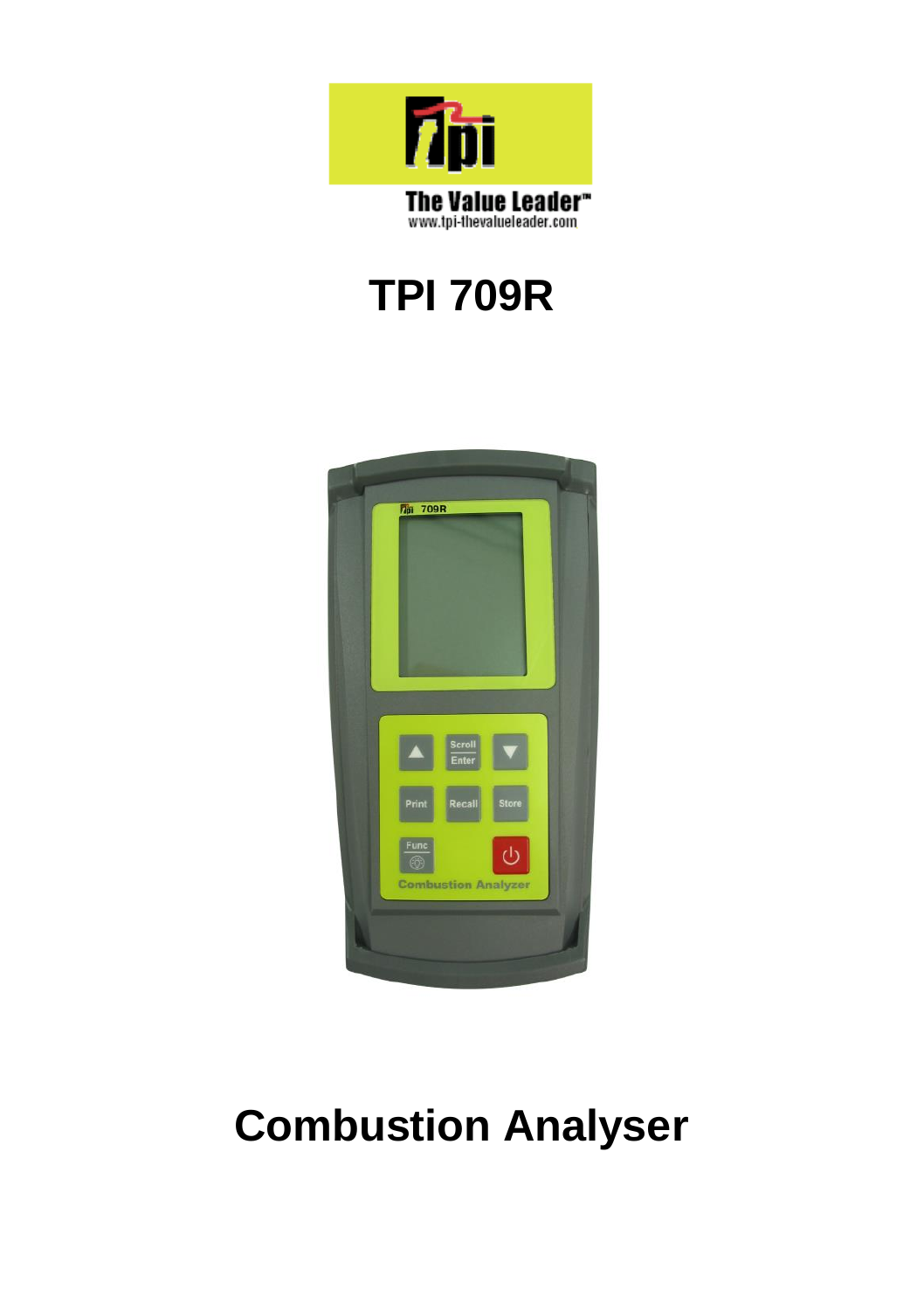The Value Leader™
www.tpi-thevalueleader.com

# TPI 709R

# Combustion Analyser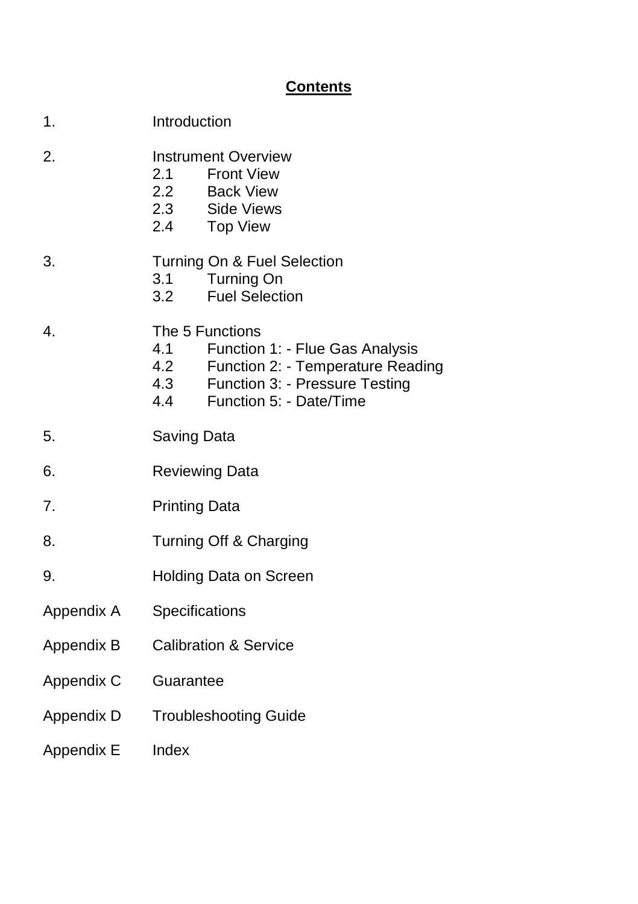## Contents

1. Introduction

2. Instrument Overview
   - 2.1 Front View
   - 2.2 Back View
   - 2.3 Side Views
   - 2.4 Top View

3. Turning On & Fuel Selection
   - 3.1 Turning On
   - 3.2 Fuel Selection

4. The 5 Functions
   - 4.1 Function 1: - Flue Gas Analysis
   - 4.2 Function 2: - Temperature Reading
   - 4.3 Function 3: - Pressure Testing
   - 4.4 Function 5: - Date/Time

5. Saving Data

6. Reviewing Data

7. Printing Data

8. Turning Off & Charging

9. Holding Data on Screen

Appendix A Specifications

Appendix B Calibration & Service

Appendix C Guarantee

Appendix D Troubleshooting Guide

Appendix E Index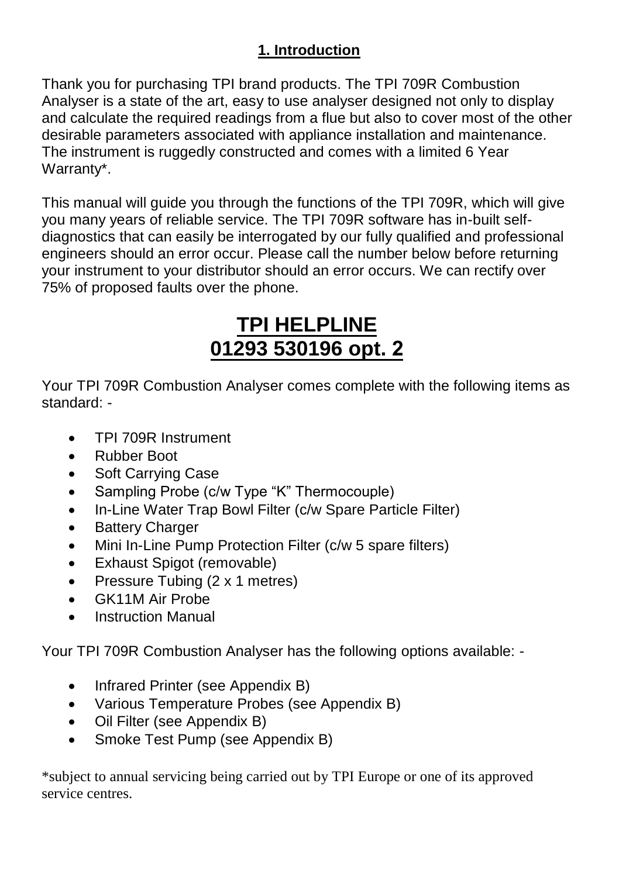# **1. Introduction**

Thank you for purchasing TPI brand products. The TPI 709R Combustion Analyser is a state of the art, easy to use analyser designed not only to display and calculate the required readings from a flue but also to cover most of the other desirable parameters associated with appliance installation and maintenance. The instrument is ruggedly constructed and comes with a limited 6 Year Warranty*.

This manual will guide you through the functions of the TPI 709R, which will give you many years of reliable service. The TPI 709R software has in-built self-diagnostics that can easily be interrogated by our fully qualified and professional engineers should an error occur. Please call the number below before returning your instrument to your distributor should an error occurs. We can rectify over 75% of proposed faults over the phone.

## **TPI HELPLINE**
## **01293 530196 opt. 2**

Your TPI 709R Combustion Analyser comes complete with the following items as standard: -

- TPI 709R Instrument
- Rubber Boot
- Soft Carrying Case
- Sampling Probe (c/w Type "K" Thermocouple)
- In-Line Water Trap Bowl Filter (c/w Spare Particle Filter)
- Battery Charger
- Mini In-Line Pump Protection Filter (c/w 5 spare filters)
- Exhaust Spigot (removable)
- Pressure Tubing (2 x 1 metres)
- GK11M Air Probe
- Instruction Manual

Your TPI 709R Combustion Analyser has the following options available: -

- Infrared Printer (see Appendix B)
- Various Temperature Probes (see Appendix B)
- Oil Filter (see Appendix B)
- Smoke Test Pump (see Appendix B)

*subject to annual servicing being carried out by TPI Europe or one of its approved service centres.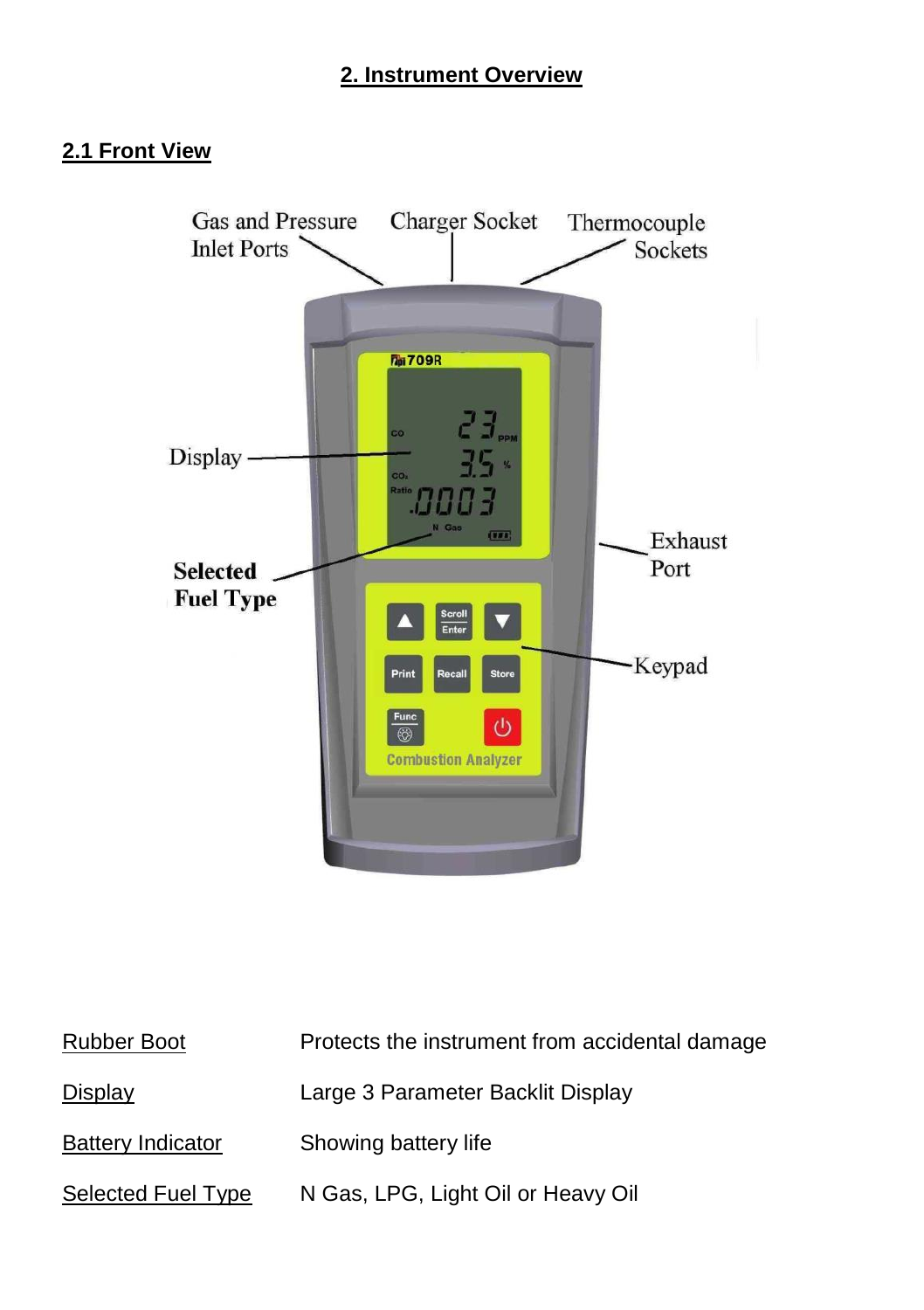# 2. Instrument Overview

## 2.1 Front View

Gas and Pressure Inlet Ports

Charger Socket

Thermocouple Sockets

Display

Selected Fuel Type

Exhaust Port

Keypad

| | |
|---|---|
| Rubber Boot | Protects the instrument from accidental damage |
| Display | Large 3 Parameter Backlit Display |
| Battery Indicator | Showing battery life |
| Selected Fuel Type | N Gas, LPG, Light Oil or Heavy Oil |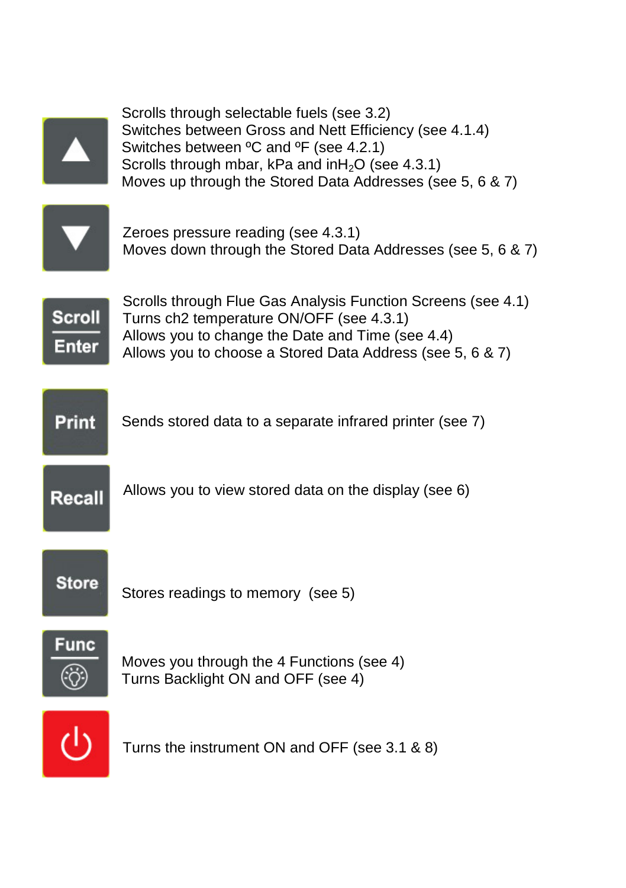| Key | Function |
| --- | --- |
| ▲ | Scrolls through selectable fuels (see 3.2)<br>Switches between Gross and Nett Efficiency (see 4.1.4)<br>Switches between ºC and ºF (see 4.2.1)<br>Scrolls through mbar, kPa and in$H_2O$ (see 4.3.1)<br>Moves up through the Stored Data Addresses (see 5, 6 & 7) |
| ▼ | Zeroes pressure reading (see 4.3.1)<br>Moves down through the Stored Data Addresses (see 5, 6 & 7) |
| Scroll / Enter | Scrolls through Flue Gas Analysis Function Screens (see 4.1)<br>Turns ch2 temperature ON/OFF (see 4.3.1)<br>Allows you to change the Date and Time (see 4.4)<br>Allows you to choose a Stored Data Address (see 5, 6 & 7) |
| Print | Sends stored data to a separate infrared printer (see 7) |
| Recall | Allows you to view stored data on the display (see 6) |
| Store | Stores readings to memory (see 5) |
| Func / Backlight | Moves you through the 4 Functions (see 4)<br>Turns Backlight ON and OFF (see 4) |
| Power | Turns the instrument ON and OFF (see 3.1 & 8) |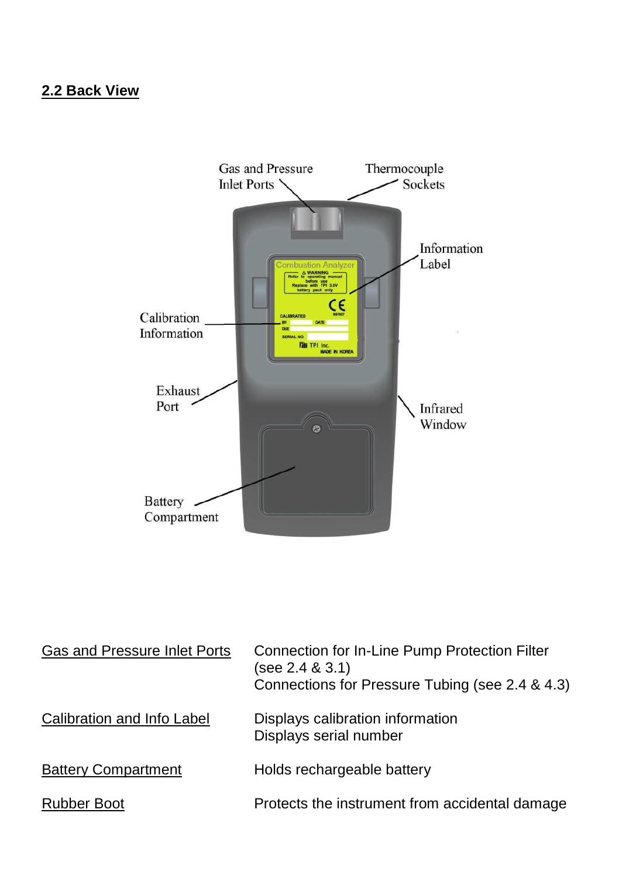## 2.2 Back View

| | |
|---|---|
| Gas and Pressure Inlet Ports | Connection for In-Line Pump Protection Filter (see 2.4 & 3.1)<br>Connections for Pressure Tubing (see 2.4 & 4.3) |
| Calibration and Info Label | Displays calibration information<br>Displays serial number |
| Battery Compartment | Holds rechargeable battery |
| Rubber Boot | Protects the instrument from accidental damage |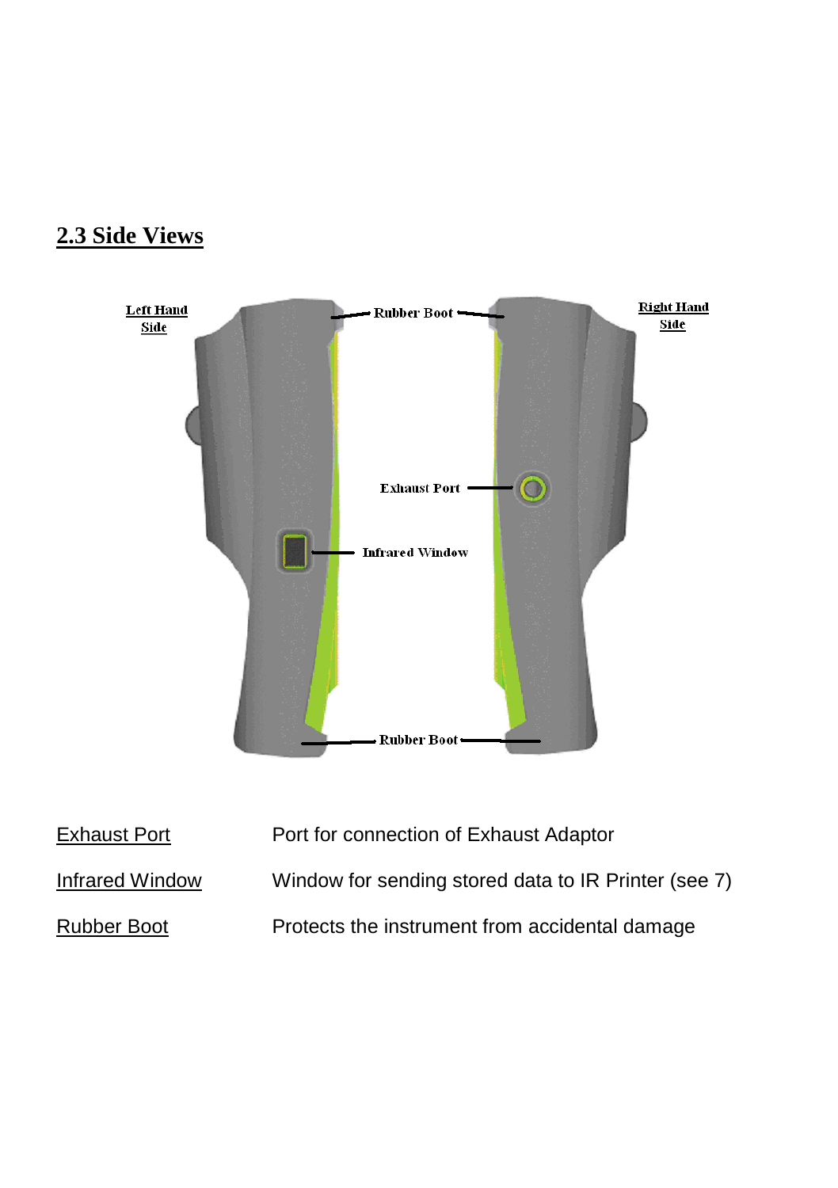## 2.3 Side Views

| | |
|---|---|
| Exhaust Port | Port for connection of Exhaust Adaptor |
| Infrared Window | Window for sending stored data to IR Printer (see 7) |
| Rubber Boot | Protects the instrument from accidental damage |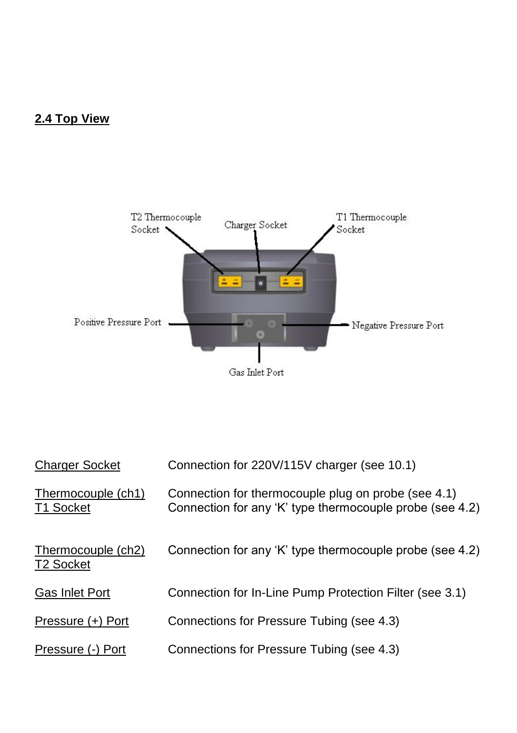## 2.4 Top View

| | |
|---|---|
| Charger Socket | Connection for 220V/115V charger (see 10.1) |
| Thermocouple (ch1) T1 Socket | Connection for thermocouple plug on probe (see 4.1) Connection for any 'K' type thermocouple probe (see 4.2) |
| Thermocouple (ch2) T2 Socket | Connection for any 'K' type thermocouple probe (see 4.2) |
| Gas Inlet Port | Connection for In-Line Pump Protection Filter (see 3.1) |
| Pressure (+) Port | Connections for Pressure Tubing (see 4.3) |
| Pressure (-) Port | Connections for Pressure Tubing (see 4.3) |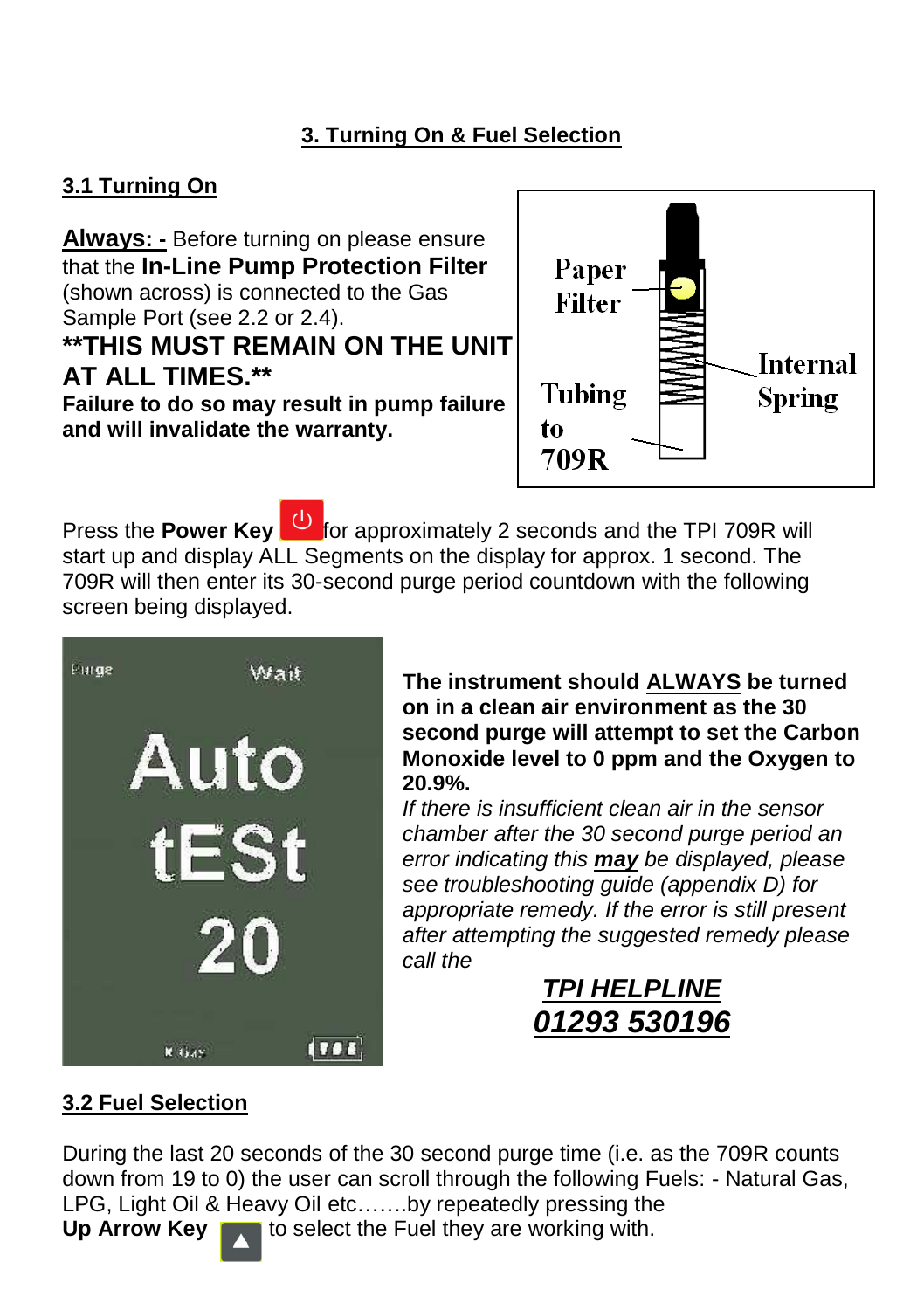## 3. Turning On & Fuel Selection

### 3.1 Turning On

**Always: -** Before turning on please ensure that the **In-Line Pump Protection Filter** (shown across) is connected to the Gas Sample Port (see 2.2 or 2.4).

**\*\*THIS MUST REMAIN ON THE UNIT AT ALL TIMES.\*\***

**Failure to do so may result in pump failure and will invalidate the warranty.**

Paper Filter

Internal Spring

Tubing to 709R

Press the **Power Key** for approximately 2 seconds and the TPI 709R will start up and display ALL Segments on the display for approx. 1 second. The 709R will then enter its 30-second purge period countdown with the following screen being displayed.

Purge Wait

Auto tESt 20

**The instrument should ALWAYS be turned on in a clean air environment as the 30 second purge will attempt to set the Carbon Monoxide level to 0 ppm and the Oxygen to 20.9%.**

*If there is insufficient clean air in the sensor chamber after the 30 second purge period an error indicating this **may** be displayed, please see troubleshooting guide (appendix D) for appropriate remedy. If the error is still present after attempting the suggested remedy please call the*

***TPI HELPLINE***
***01293 530196***

### 3.2 Fuel Selection

During the last 20 seconds of the 30 second purge time (i.e. as the 709R counts down from 19 to 0) the user can scroll through the following Fuels: - Natural Gas, LPG, Light Oil & Heavy Oil etc…….by repeatedly pressing the **Up Arrow Key** ▲ to select the Fuel they are working with.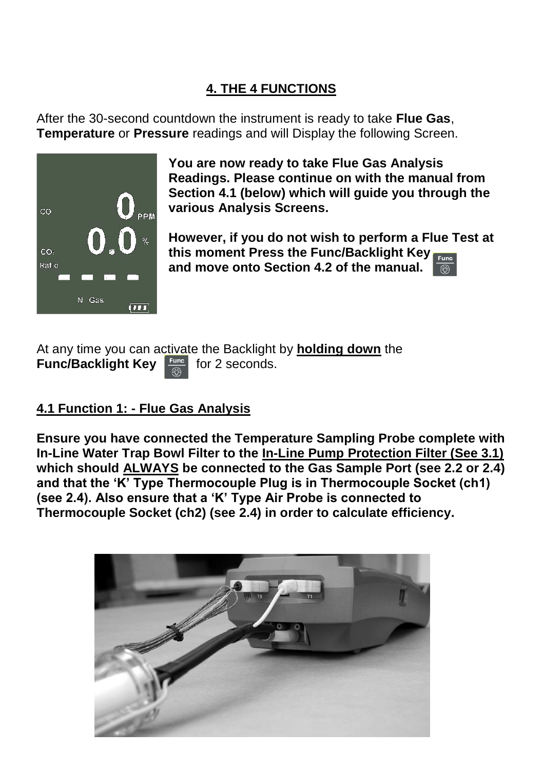## 4. THE 4 FUNCTIONS

After the 30-second countdown the instrument is ready to take **Flue Gas**, **Temperature** or **Pressure** readings and will Display the following Screen.

**You are now ready to take Flue Gas Analysis Readings. Please continue on with the manual from Section 4.1 (below) which will guide you through the various Analysis Screens.**

**However, if you do not wish to perform a Flue Test at this moment Press the Func/Backlight Key and move onto Section 4.2 of the manual.**

At any time you can activate the Backlight by **holding down** the **Func/Backlight Key** for 2 seconds.

### 4.1 Function 1: - Flue Gas Analysis

**Ensure you have connected the Temperature Sampling Probe complete with In-Line Water Trap Bowl Filter to the In-Line Pump Protection Filter (See 3.1) which should ALWAYS be connected to the Gas Sample Port (see 2.2 or 2.4) and that the 'K' Type Thermocouple Plug is in Thermocouple Socket (ch1) (see 2.4). Also ensure that a 'K' Type Air Probe is connected to Thermocouple Socket (ch2) (see 2.4) in order to calculate efficiency.**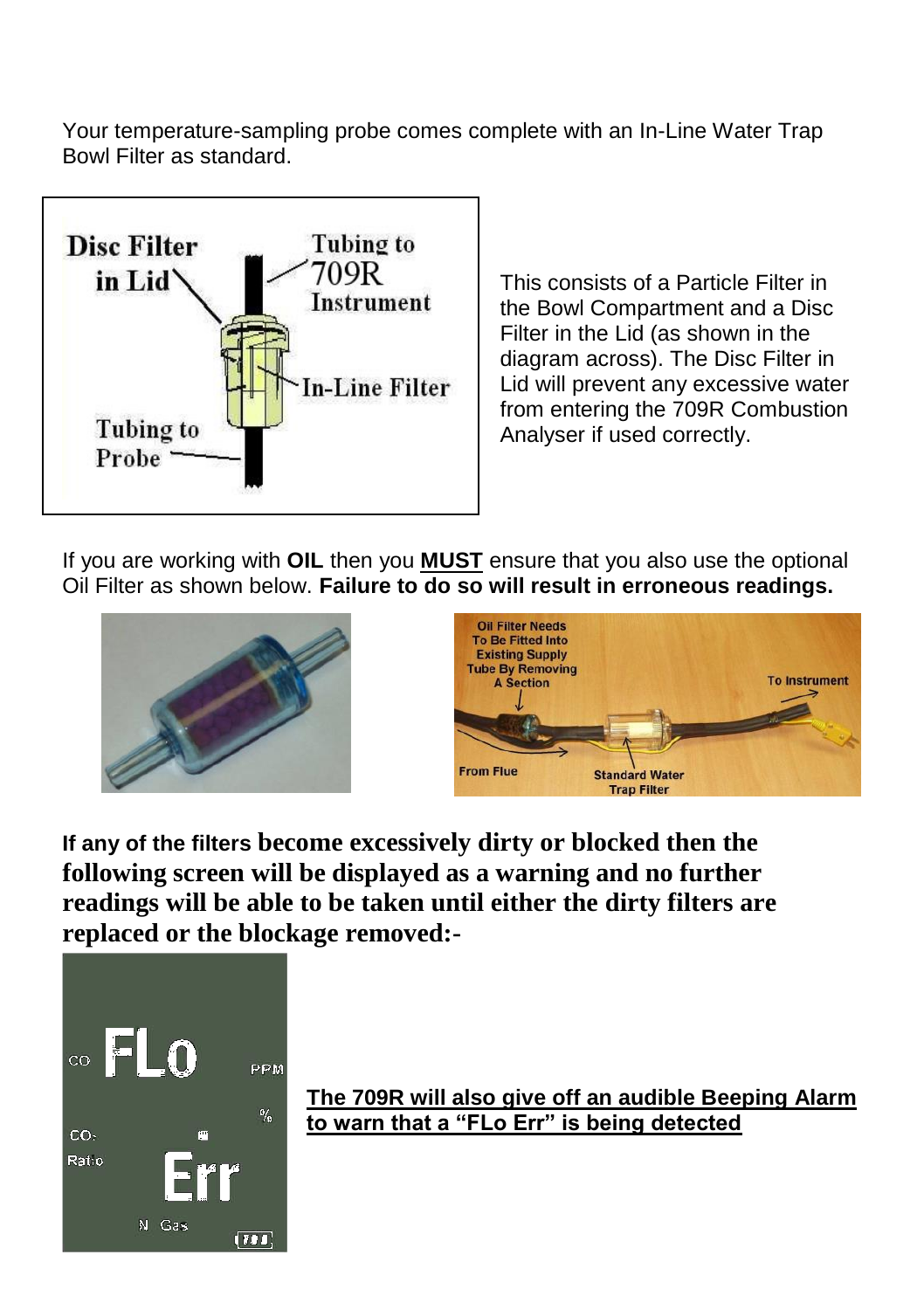Your temperature-sampling probe comes complete with an In-Line Water Trap Bowl Filter as standard.

This consists of a Particle Filter in the Bowl Compartment and a Disc Filter in the Lid (as shown in the diagram across). The Disc Filter in Lid will prevent any excessive water from entering the 709R Combustion Analyser if used correctly.

If you are working with **OIL** then you **<u>MUST</u>** ensure that you also use the optional Oil Filter as shown below. **Failure to do so will result in erroneous readings.**

**If any of the filters become excessively dirty or blocked then the following screen will be displayed as a warning and no further readings will be able to be taken until either the dirty filters are replaced or the blockage removed:-**

**<u>The 709R will also give off an audible Beeping Alarm to warn that a "FLo Err" is being detected</u>**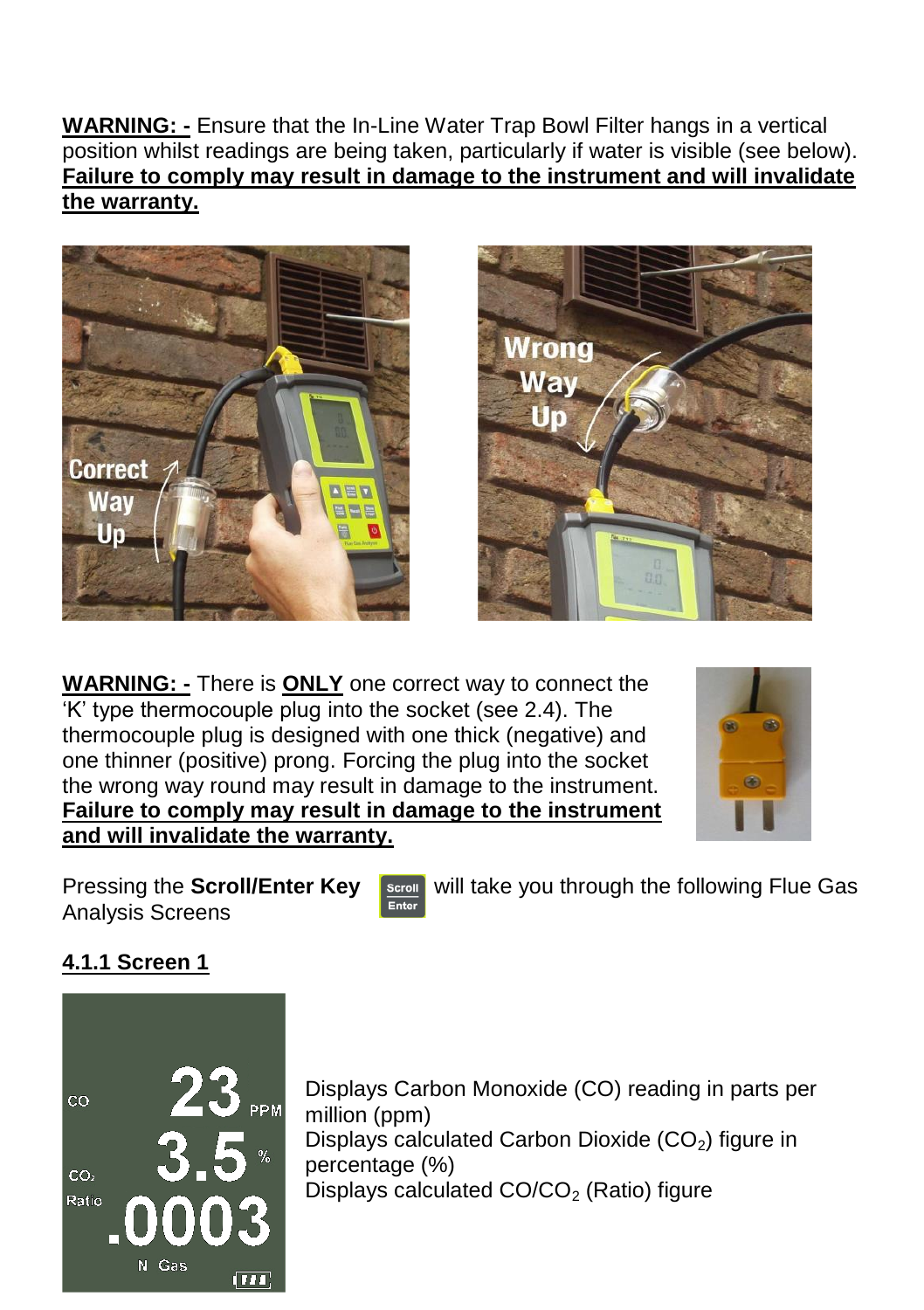**WARNING: -** Ensure that the In-Line Water Trap Bowl Filter hangs in a vertical position whilst readings are being taken, particularly if water is visible (see below). **Failure to comply may result in damage to the instrument and will invalidate the warranty.**

**WARNING: -** There is **ONLY** one correct way to connect the 'K' type thermocouple plug into the socket (see 2.4). The thermocouple plug is designed with one thick (negative) and one thinner (positive) prong. Forcing the plug into the socket the wrong way round may result in damage to the instrument. **Failure to comply may result in damage to the instrument and will invalidate the warranty.**

Pressing the **Scroll/Enter Key** will take you through the following Flue Gas Analysis Screens

## 4.1.1 Screen 1

Displays Carbon Monoxide (CO) reading in parts per million (ppm)
Displays calculated Carbon Dioxide ($CO_2$) figure in percentage (%)
Displays calculated $CO/CO_2$ (Ratio) figure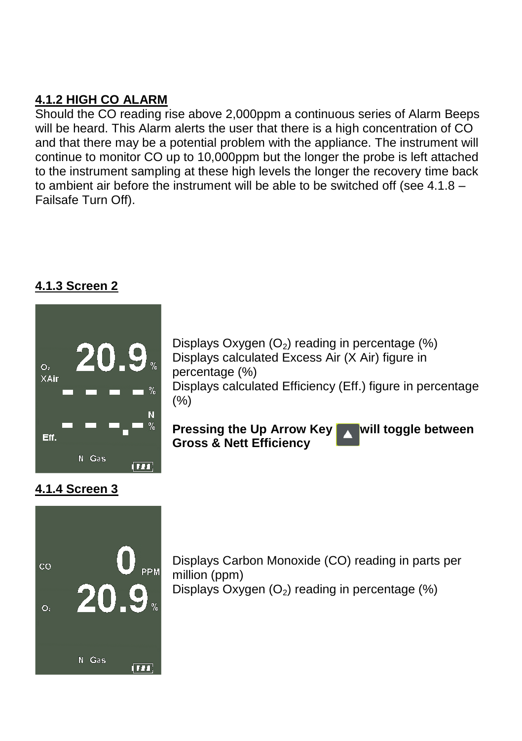### 4.1.2 HIGH CO ALARM

Should the CO reading rise above 2,000ppm a continuous series of Alarm Beeps will be heard. This Alarm alerts the user that there is a high concentration of CO and that there may be a potential problem with the appliance. The instrument will continue to monitor CO up to 10,000ppm but the longer the probe is left attached to the instrument sampling at these high levels the longer the recovery time back to ambient air before the instrument will be able to be switched off (see 4.1.8 – Failsafe Turn Off).

### 4.1.3 Screen 2

Displays Oxygen ($O_2$) reading in percentage (%)
Displays calculated Excess Air (X Air) figure in percentage (%)
Displays calculated Efficiency (Eff.) figure in percentage (%)

**Pressing the Up Arrow Key ▲ will toggle between Gross & Nett Efficiency**

### 4.1.4 Screen 3

Displays Carbon Monoxide (CO) reading in parts per million (ppm)
Displays Oxygen ($O_2$) reading in percentage (%)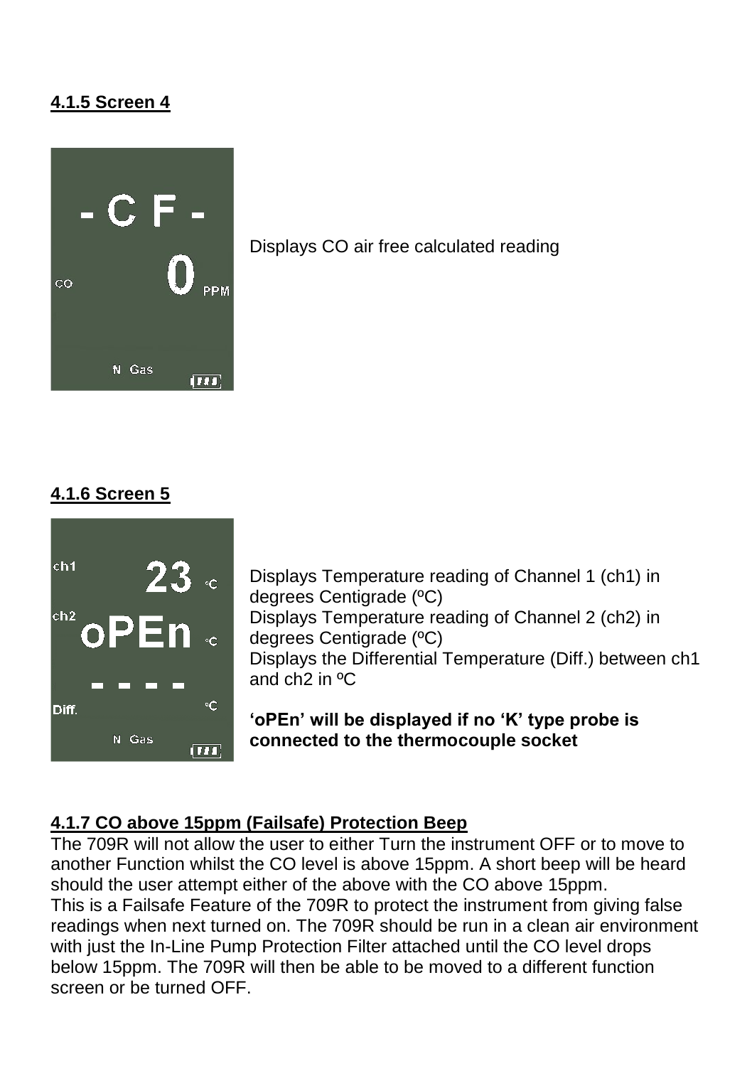### 4.1.5 Screen 4

Displays CO air free calculated reading

### 4.1.6 Screen 5

Displays Temperature reading of Channel 1 (ch1) in degrees Centigrade (ºC)
Displays Temperature reading of Channel 2 (ch2) in degrees Centigrade (ºC)
Displays the Differential Temperature (Diff.) between ch1 and ch2 in ºC

**'oPEn' will be displayed if no 'K' type probe is connected to the thermocouple socket**

### 4.1.7 CO above 15ppm (Failsafe) Protection Beep

The 709R will not allow the user to either Turn the instrument OFF or to move to another Function whilst the CO level is above 15ppm. A short beep will be heard should the user attempt either of the above with the CO above 15ppm.
This is a Failsafe Feature of the 709R to protect the instrument from giving false readings when next turned on. The 709R should be run in a clean air environment with just the In-Line Pump Protection Filter attached until the CO level drops below 15ppm. The 709R will then be able to be moved to a different function screen or be turned OFF.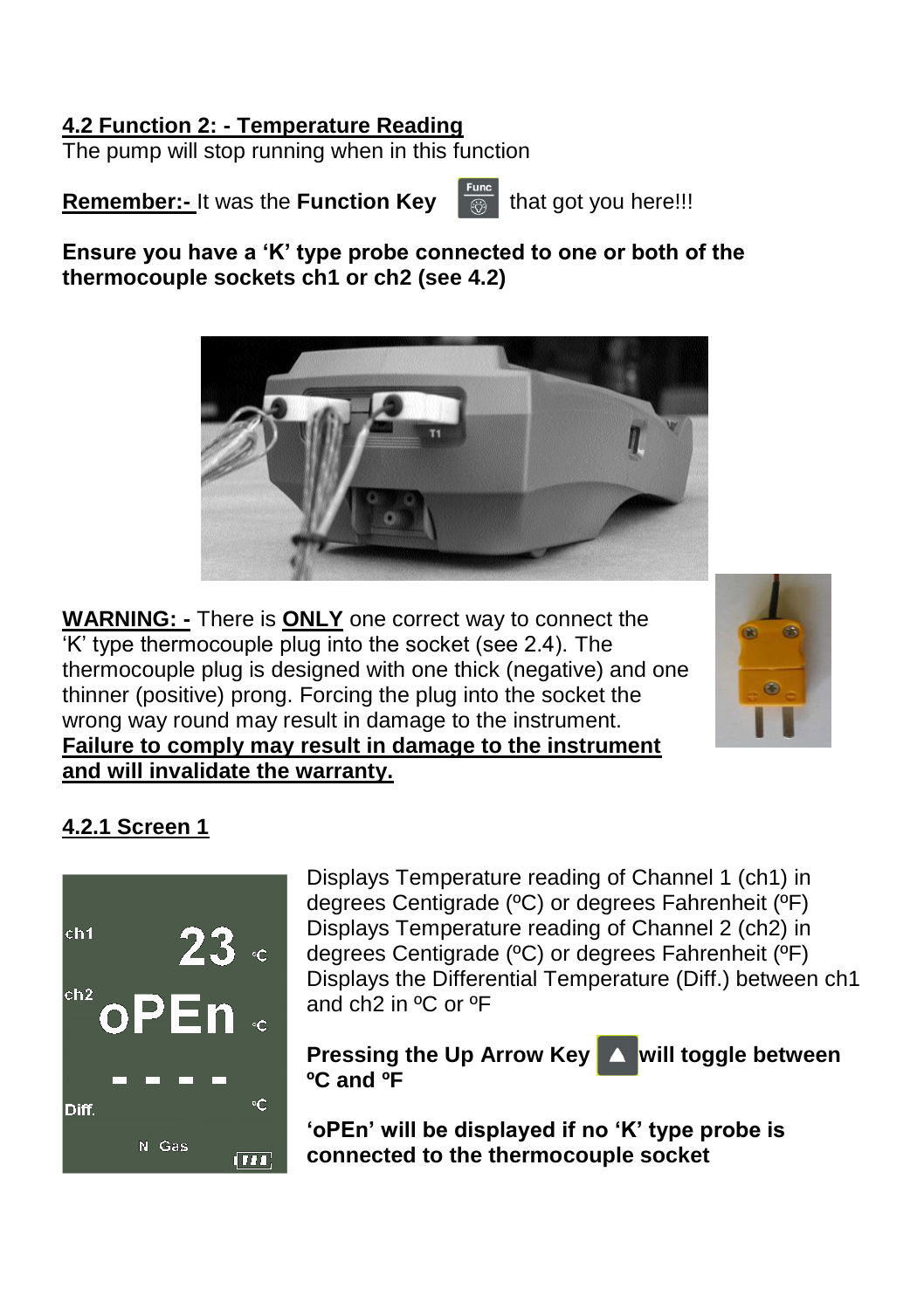## 4.2 Function 2: - Temperature Reading

The pump will stop running when in this function

**Remember:-** It was the **Function Key** that got you here!!!

**Ensure you have a 'K' type probe connected to one or both of the thermocouple sockets ch1 or ch2 (see 4.2)**

**WARNING: -** There is **ONLY** one correct way to connect the 'K' type thermocouple plug into the socket (see 2.4). The thermocouple plug is designed with one thick (negative) and one thinner (positive) prong. Forcing the plug into the socket the wrong way round may result in damage to the instrument. **Failure to comply may result in damage to the instrument and will invalidate the warranty.**

### 4.2.1 Screen 1

Displays Temperature reading of Channel 1 (ch1) in degrees Centigrade (ºC) or degrees Fahrenheit (ºF)
Displays Temperature reading of Channel 2 (ch2) in degrees Centigrade (ºC) or degrees Fahrenheit (ºF)
Displays the Differential Temperature (Diff.) between ch1 and ch2 in ºC or ºF

**Pressing the Up Arrow Key ▲ will toggle between ºC and ºF**

**'oPEn' will be displayed if no 'K' type probe is connected to the thermocouple socket**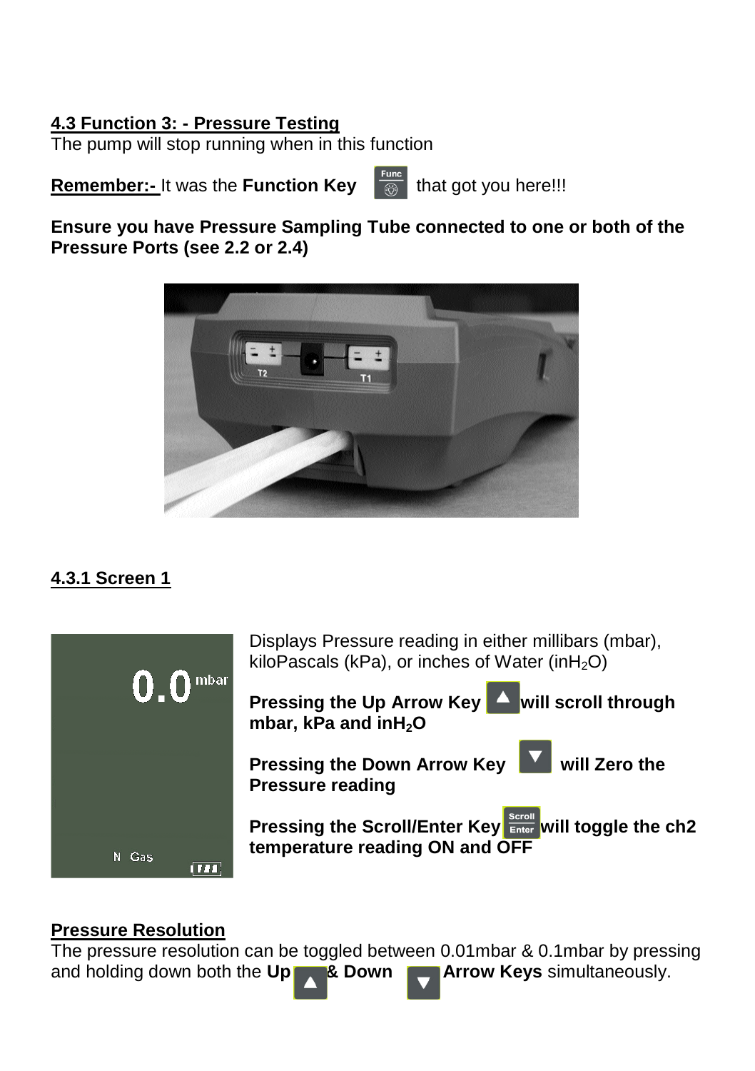## 4.3 Function 3: - Pressure Testing

The pump will stop running when in this function

**Remember:-** It was the **Function Key** that got you here!!!

**Ensure you have Pressure Sampling Tube connected to one or both of the Pressure Ports (see 2.2 or 2.4)**

### 4.3.1 Screen 1

Displays Pressure reading in either millibars (mbar), kiloPascals (kPa), or inches of Water (in$H_2O$)

**Pressing the Up Arrow Key will scroll through mbar, kPa and in$H_2O$**

**Pressing the Down Arrow Key will Zero the Pressure reading**

**Pressing the Scroll/Enter Key will toggle the ch2 temperature reading ON and OFF**

### Pressure Resolution

The pressure resolution can be toggled between 0.01mbar & 0.1mbar by pressing and holding down both the **Up & Down Arrow Keys** simultaneously.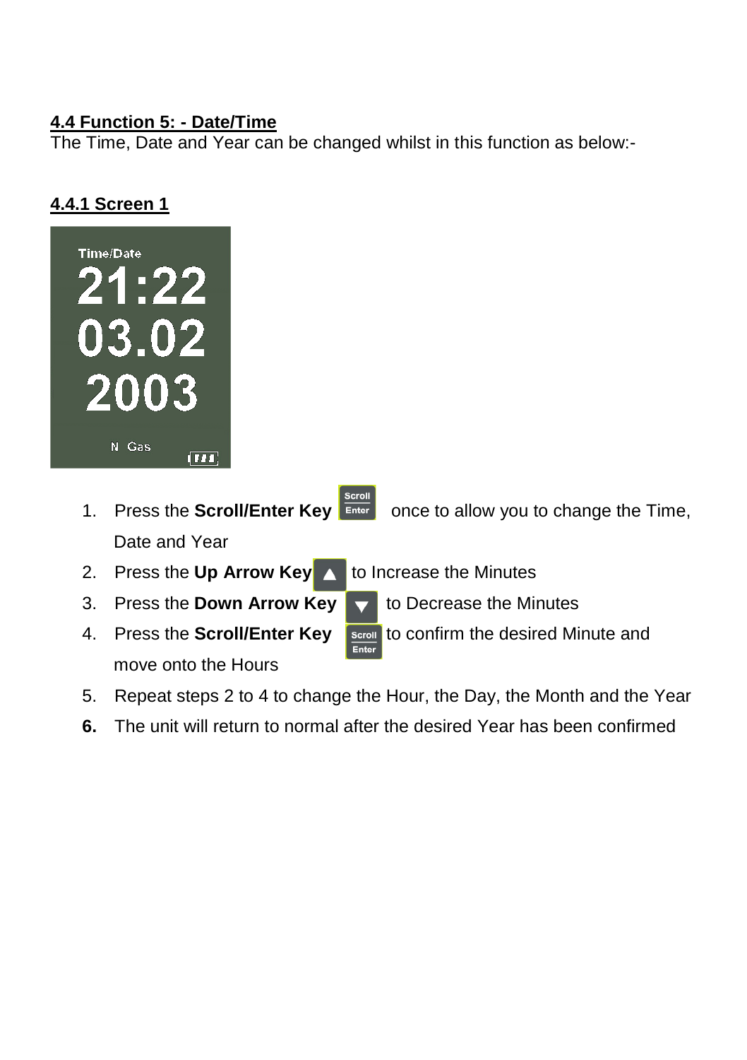## 4.4 Function 5: - Date/Time

The Time, Date and Year can be changed whilst in this function as below:-

### 4.4.1 Screen 1

1. Press the **Scroll/Enter Key** once to allow you to change the Time, Date and Year
2. Press the **Up Arrow Key** to Increase the Minutes
3. Press the **Down Arrow Key** to Decrease the Minutes
4. Press the **Scroll/Enter Key** to confirm the desired Minute and move onto the Hours
5. Repeat steps 2 to 4 to change the Hour, the Day, the Month and the Year
6. The unit will return to normal after the desired Year has been confirmed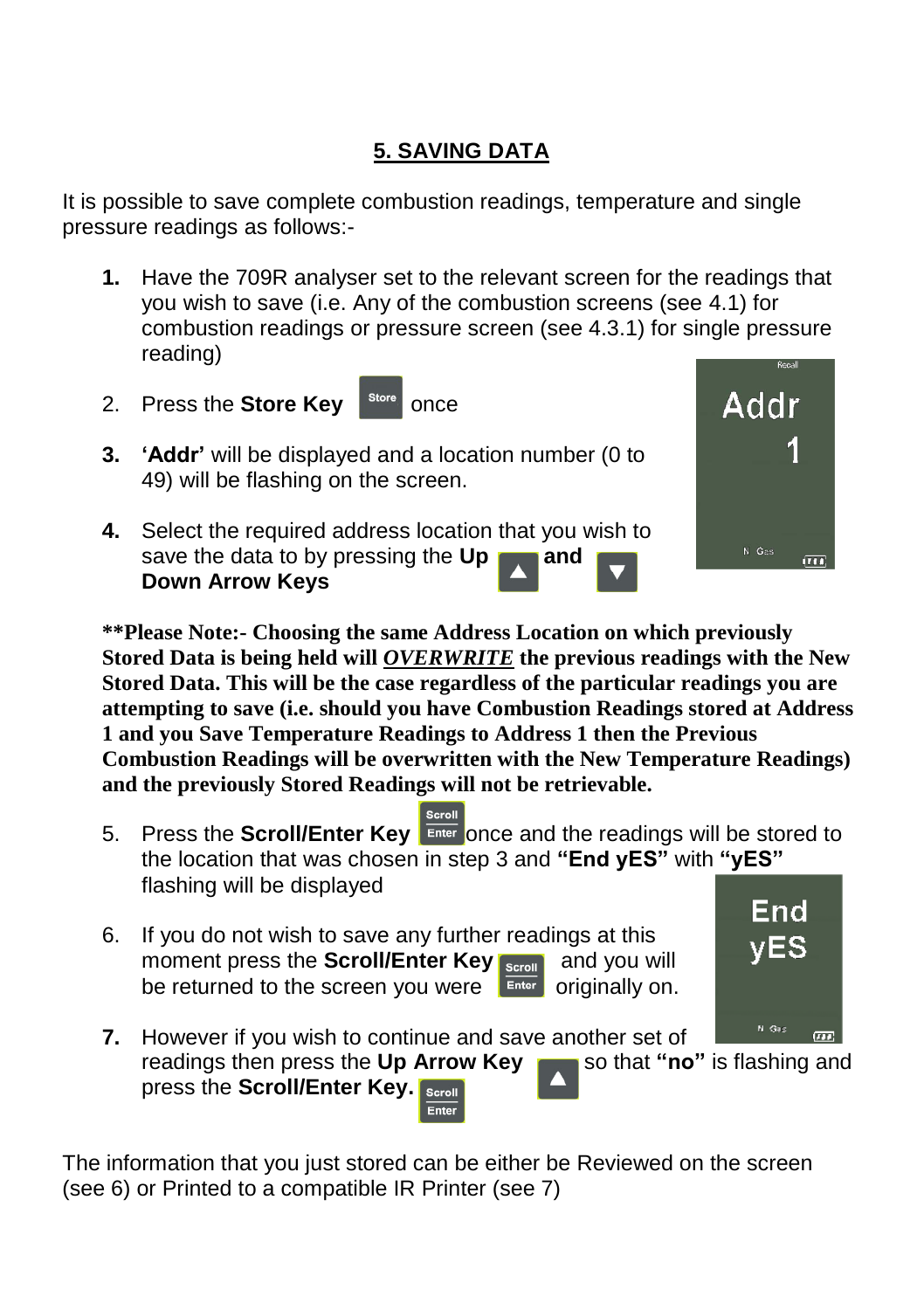## 5. SAVING DATA

It is possible to save complete combustion readings, temperature and single pressure readings as follows:-

1. Have the 709R analyser set to the relevant screen for the readings that you wish to save (i.e. Any of the combustion screens (see 4.1) for combustion readings or pressure screen (see 4.3.1) for single pressure reading)
2. Press the **Store Key** once
3. **'Addr'** will be displayed and a location number (0 to 49) will be flashing on the screen.
4. Select the required address location that you wish to save the data to by pressing the **Up and Down Arrow Keys**

**\*\*Please Note:- Choosing the same Address Location on which previously Stored Data is being held will *OVERWRITE* the previous readings with the New Stored Data. This will be the case regardless of the particular readings you are attempting to save (i.e. should you have Combustion Readings stored at Address 1 and you Save Temperature Readings to Address 1 then the Previous Combustion Readings will be overwritten with the New Temperature Readings) and the previously Stored Readings will not be retrievable.**

5. Press the **Scroll/Enter Key** once and the readings will be stored to the location that was chosen in step 3 and **"End yES"** with **"yES"** flashing will be displayed
6. If you do not wish to save any further readings at this moment press the **Scroll/Enter Key** and you will be returned to the screen you were originally on.
7. However if you wish to continue and save another set of readings then press the **Up Arrow Key** so that **"no"** is flashing and press the **Scroll/Enter Key.**

The information that you just stored can be either be Reviewed on the screen (see 6) or Printed to a compatible IR Printer (see 7)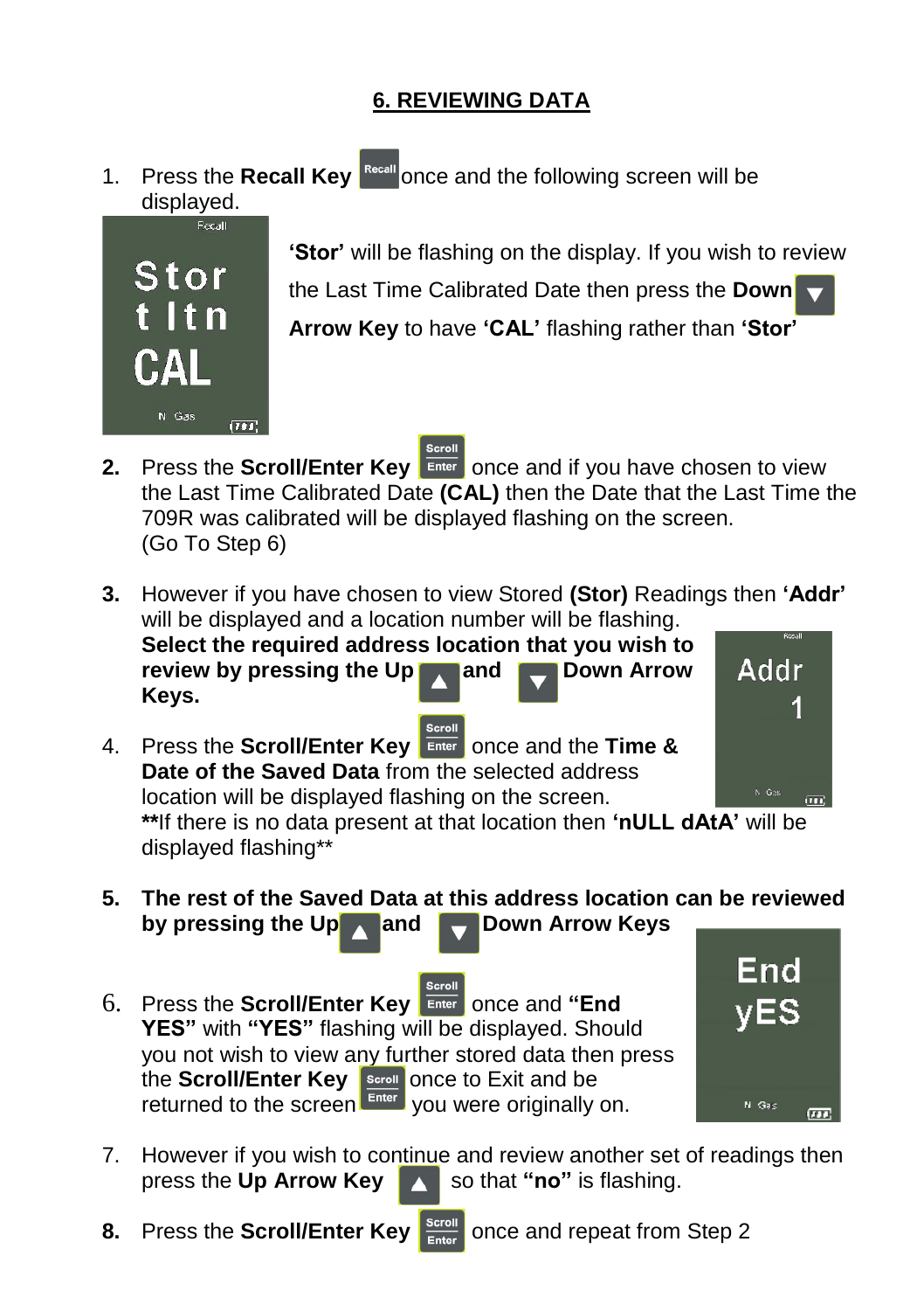## 6. REVIEWING DATA

1. Press the **Recall Key** once and the following screen will be displayed.

**'Stor'** will be flashing on the display. If you wish to review the Last Time Calibrated Date then press the **Down Arrow Key** to have **'CAL'** flashing rather than **'Stor'**

2. Press the **Scroll/Enter Key** once and if you have chosen to view the Last Time Calibrated Date **(CAL)** then the Date that the Last Time the 709R was calibrated will be displayed flashing on the screen. (Go To Step 6)

3. However if you have chosen to view Stored **(Stor)** Readings then **'Addr'** will be displayed and a location number will be flashing. **Select the required address location that you wish to review by pressing the Up and Down Arrow Keys.**

4. Press the **Scroll/Enter Key** once and the **Time & Date of the Saved Data** from the selected address location will be displayed flashing on the screen. **If there is no data present at that location then **'nULL dAtA'** will be displayed flashing**

5. **The rest of the Saved Data at this address location can be reviewed by pressing the Up and Down Arrow Keys**

6. Press the **Scroll/Enter Key** once and **"End YES"** with **"YES"** flashing will be displayed. Should you not wish to view any further stored data then press the **Scroll/Enter Key** once to Exit and be returned to the screen you were originally on.

7. However if you wish to continue and review another set of readings then press the **Up Arrow Key** so that **"no"** is flashing.

8. Press the **Scroll/Enter Key** once and repeat from Step 2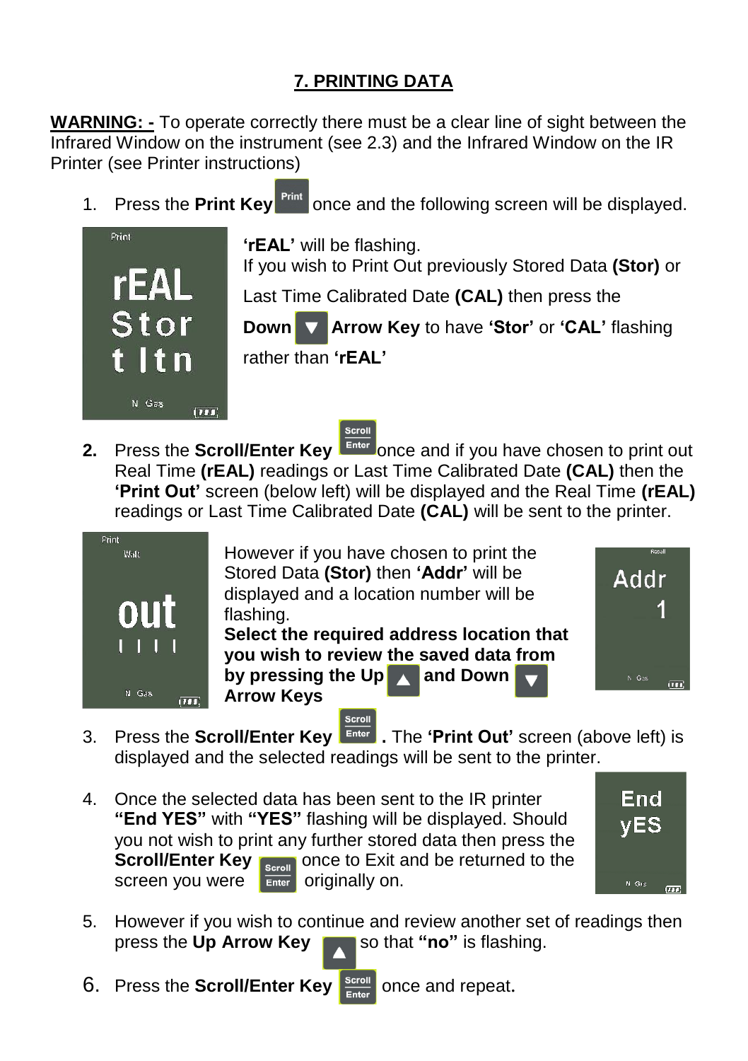## 7. PRINTING DATA

**WARNING: -** To operate correctly there must be a clear line of sight between the Infrared Window on the instrument (see 2.3) and the Infrared Window on the IR Printer (see Printer instructions)

1. Press the **Print Key** Print once and the following screen will be displayed.

   **'rEAL'** will be flashing.
   If you wish to Print Out previously Stored Data **(Stor)** or Last Time Calibrated Date **(CAL)** then press the **Down** ▼ **Arrow Key** to have **'Stor'** or **'CAL'** flashing rather than **'rEAL'**

2. Press the **Scroll/Enter Key** Scroll Enter once and if you have chosen to print out Real Time **(rEAL)** readings or Last Time Calibrated Date **(CAL)** then the **'Print Out'** screen (below left) will be displayed and the Real Time **(rEAL)** readings or Last Time Calibrated Date **(CAL)** will be sent to the printer.

   However if you have chosen to print the Stored Data **(Stor)** then **'Addr'** will be displayed and a location number will be flashing.
   **Select the required address location that you wish to review the saved data from by pressing the Up ▲ and Down ▼ Arrow Keys**

3. Press the **Scroll/Enter Key** Scroll Enter **.** The **'Print Out'** screen (above left) is displayed and the selected readings will be sent to the printer.

4. Once the selected data has been sent to the IR printer **"End YES"** with **"YES"** flashing will be displayed. Should you not wish to print any further stored data then press the **Scroll/Enter Key** Scroll Enter once to Exit and be returned to the screen you were originally on.

5. However if you wish to continue and review another set of readings then press the **Up Arrow Key** ▲ so that **"no"** is flashing.

6. Press the **Scroll/Enter Key** Scroll Enter once and repeat**.**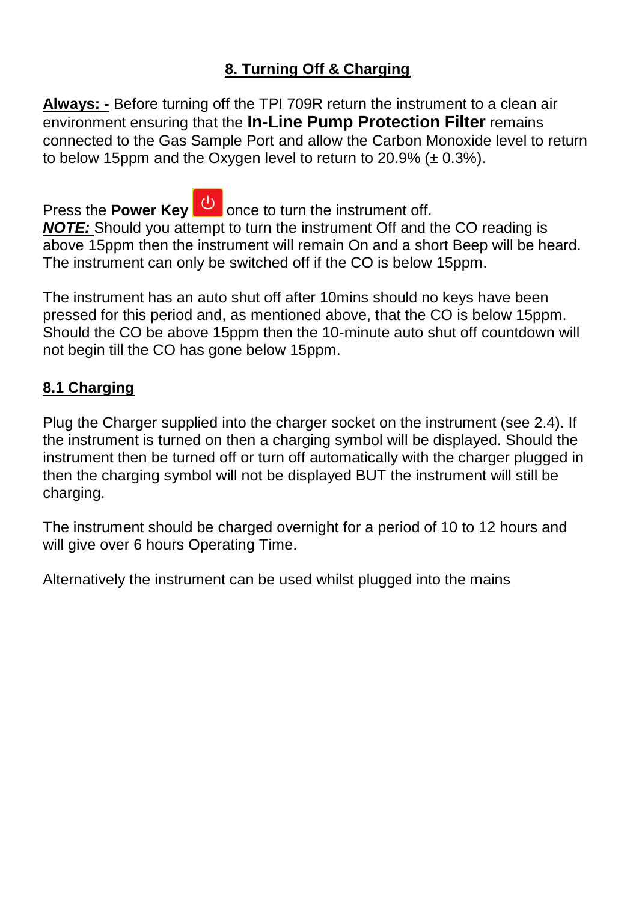## 8. Turning Off & Charging

**Always: -** Before turning off the TPI 709R return the instrument to a clean air environment ensuring that the **In-Line Pump Protection Filter** remains connected to the Gas Sample Port and allow the Carbon Monoxide level to return to below 15ppm and the Oxygen level to return to 20.9% (± 0.3%).

Press the **Power Key** once to turn the instrument off.
***NOTE:*** Should you attempt to turn the instrument Off and the CO reading is above 15ppm then the instrument will remain On and a short Beep will be heard. The instrument can only be switched off if the CO is below 15ppm.

The instrument has an auto shut off after 10mins should no keys have been pressed for this period and, as mentioned above, that the CO is below 15ppm. Should the CO be above 15ppm then the 10-minute auto shut off countdown will not begin till the CO has gone below 15ppm.

### 8.1 Charging

Plug the Charger supplied into the charger socket on the instrument (see 2.4). If the instrument is turned on then a charging symbol will be displayed. Should the instrument then be turned off or turn off automatically with the charger plugged in then the charging symbol will not be displayed BUT the instrument will still be charging.

The instrument should be charged overnight for a period of 10 to 12 hours and will give over 6 hours Operating Time.

Alternatively the instrument can be used whilst plugged into the mains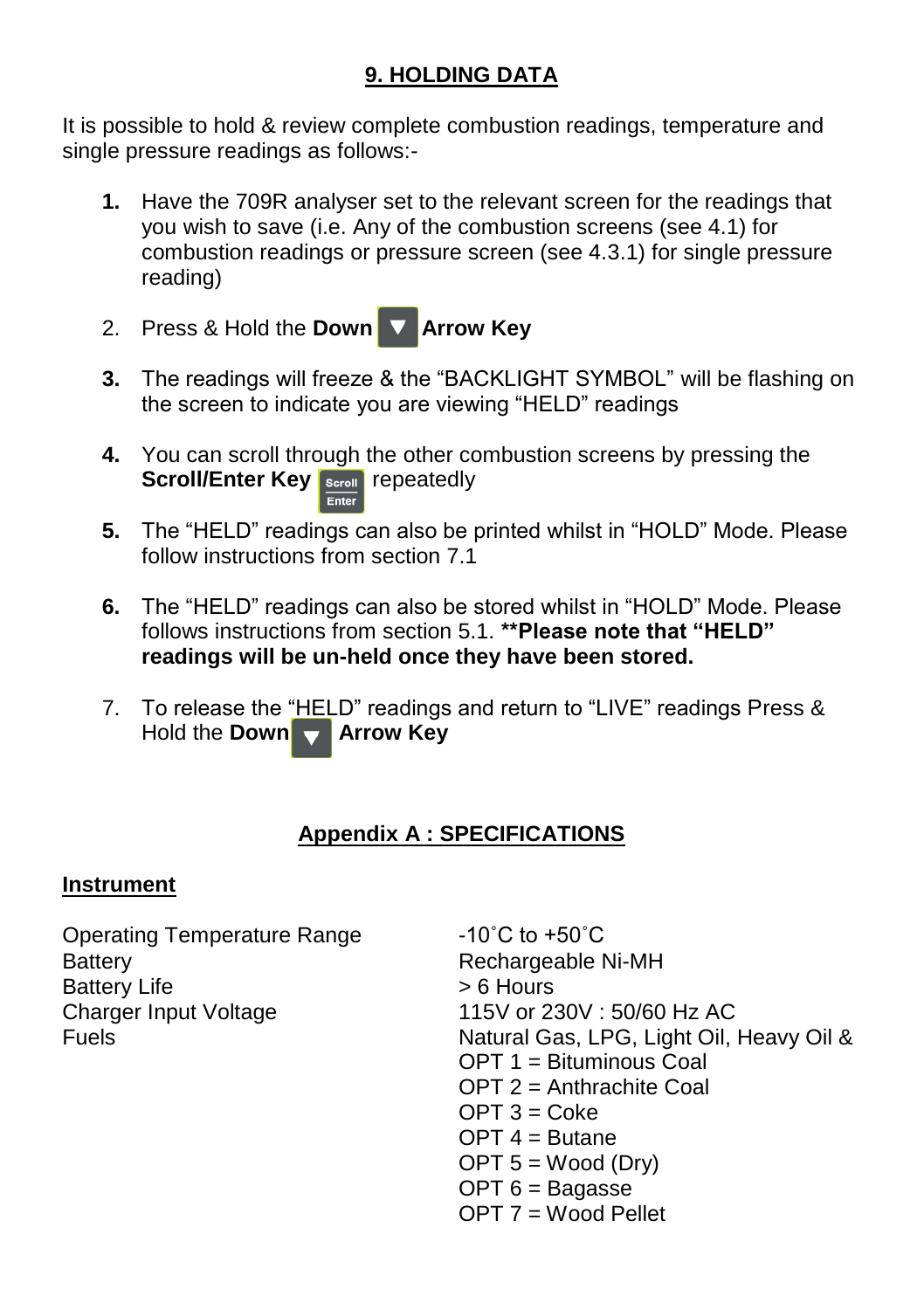## 9. HOLDING DATA

It is possible to hold & review complete combustion readings, temperature and single pressure readings as follows:-

1. Have the 709R analyser set to the relevant screen for the readings that you wish to save (i.e. Any of the combustion screens (see 4.1) for combustion readings or pressure screen (see 4.3.1) for single pressure reading)
2. Press & Hold the **Down** ▼ **Arrow Key**
3. The readings will freeze & the "BACKLIGHT SYMBOL" will be flashing on the screen to indicate you are viewing "HELD" readings
4. You can scroll through the other combustion screens by pressing the **Scroll/Enter Key** Scroll/Enter repeatedly
5. The "HELD" readings can also be printed whilst in "HOLD" Mode. Please follow instructions from section 7.1
6. The "HELD" readings can also be stored whilst in "HOLD" Mode. Please follows instructions from section 5.1. **\*\*Please note that "HELD" readings will be un-held once they have been stored.**
7. To release the "HELD" readings and return to "LIVE" readings Press & Hold the **Down** ▼ **Arrow Key**

## Appendix A : SPECIFICATIONS

### Instrument

| | |
|---|---|
| Operating Temperature Range | -10˚C to +50˚C |
| Battery | Rechargeable Ni-MH |
| Battery Life | > 6 Hours |
| Charger Input Voltage | 115V or 230V : 50/60 Hz AC |
| Fuels | Natural Gas, LPG, Light Oil, Heavy Oil & |
| | OPT 1 = Bituminous Coal |
| | OPT 2 = Anthrachite Coal |
| | OPT 3 = Coke |
| | OPT 4 = Butane |
| | OPT 5 = Wood (Dry) |
| | OPT 6 = Bagasse |
| | OPT 7 = Wood Pellet |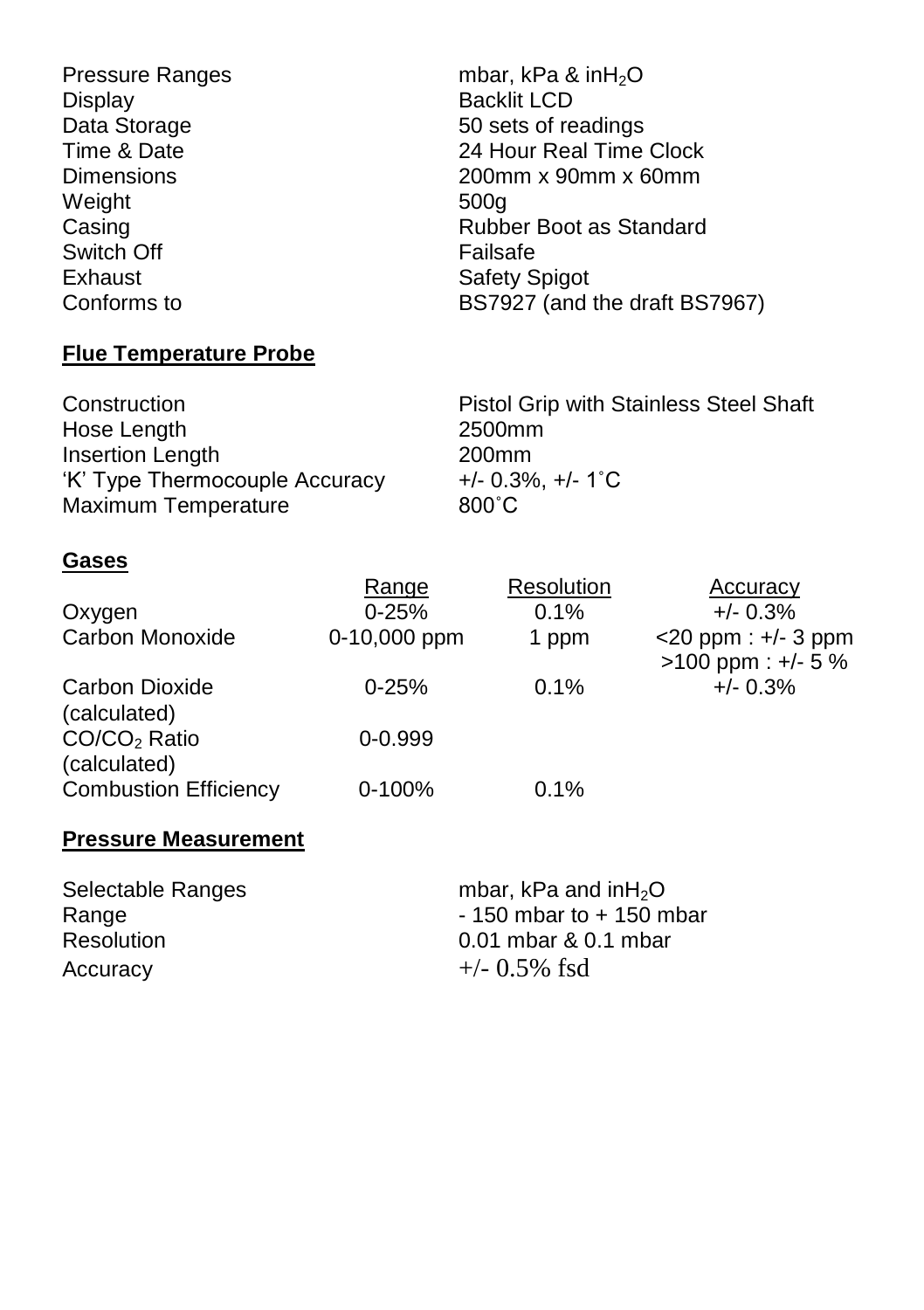| | |
|---|---|
| Pressure Ranges | mbar, kPa & in$H_2O$ |
| Display | Backlit LCD |
| Data Storage | 50 sets of readings |
| Time & Date | 24 Hour Real Time Clock |
| Dimensions | 200mm x 90mm x 60mm |
| Weight | 500g |
| Casing | Rubber Boot as Standard |
| Switch Off | Failsafe |
| Exhaust | Safety Spigot |
| Conforms to | BS7927 (and the draft BS7967) |

## Flue Temperature Probe

| | |
|---|---|
| Construction | Pistol Grip with Stainless Steel Shaft |
| Hose Length | 2500mm |
| Insertion Length | 200mm |
| 'K' Type Thermocouple Accuracy | +/- 0.3%, +/- 1˚C |
| Maximum Temperature | 800˚C |

## Gases

| | Range | Resolution | Accuracy |
|---|---|---|---|
| Oxygen | 0-25% | 0.1% | +/- 0.3% |
| Carbon Monoxide | 0-10,000 ppm | 1 ppm | <20 ppm : +/- 3 ppm<br>>100 ppm : +/- 5 % |
| Carbon Dioxide (calculated) | 0-25% | 0.1% | +/- 0.3% |
| $CO/CO_2$ Ratio (calculated) | 0-0.999 | | |
| Combustion Efficiency | 0-100% | 0.1% | |

## Pressure Measurement

| | |
|---|---|
| Selectable Ranges | mbar, kPa and in$H_2O$ |
| Range | - 150 mbar to + 150 mbar |
| Resolution | 0.01 mbar & 0.1 mbar |
| Accuracy | +/- 0.5% fsd |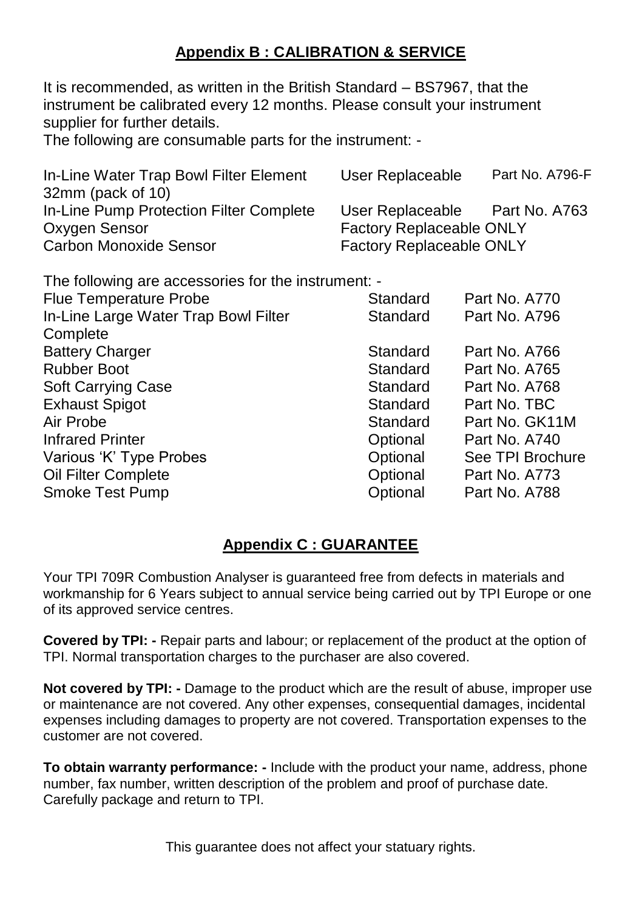## Appendix B : CALIBRATION & SERVICE

It is recommended, as written in the British Standard – BS7967, that the instrument be calibrated every 12 months. Please consult your instrument supplier for further details.

The following are consumable parts for the instrument: -

| | | |
|---|---|---|
| In-Line Water Trap Bowl Filter Element 32mm (pack of 10) | User Replaceable | Part No. A796-F |
| In-Line Pump Protection Filter Complete | User Replaceable | Part No. A763 |
| Oxygen Sensor | Factory Replaceable ONLY | |
| Carbon Monoxide Sensor | Factory Replaceable ONLY | |

The following are accessories for the instrument: -

| | | |
|---|---|---|
| Flue Temperature Probe | Standard | Part No. A770 |
| In-Line Large Water Trap Bowl Filter Complete | Standard | Part No. A796 |
| Battery Charger | Standard | Part No. A766 |
| Rubber Boot | Standard | Part No. A765 |
| Soft Carrying Case | Standard | Part No. A768 |
| Exhaust Spigot | Standard | Part No. TBC |
| Air Probe | Standard | Part No. GK11M |
| Infrared Printer | Optional | Part No. A740 |
| Various 'K' Type Probes | Optional | See TPI Brochure |
| Oil Filter Complete | Optional | Part No. A773 |
| Smoke Test Pump | Optional | Part No. A788 |

## Appendix C : GUARANTEE

Your TPI 709R Combustion Analyser is guaranteed free from defects in materials and workmanship for 6 Years subject to annual service being carried out by TPI Europe or one of its approved service centres.

**Covered by TPI: -** Repair parts and labour; or replacement of the product at the option of TPI. Normal transportation charges to the purchaser are also covered.

**Not covered by TPI: -** Damage to the product which are the result of abuse, improper use or maintenance are not covered. Any other expenses, consequential damages, incidental expenses including damages to property are not covered. Transportation expenses to the customer are not covered.

**To obtain warranty performance: -** Include with the product your name, address, phone number, fax number, written description of the problem and proof of purchase date. Carefully package and return to TPI.

This guarantee does not affect your statuary rights.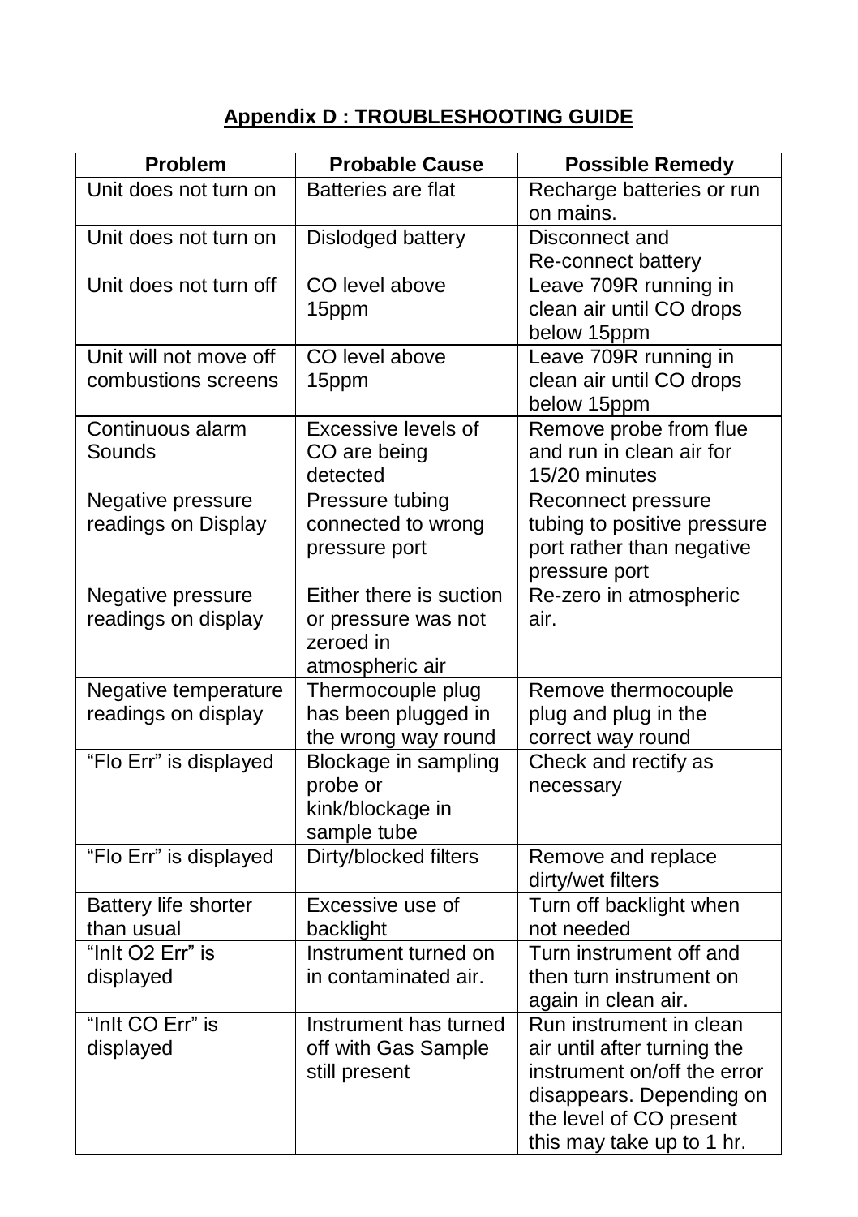## Appendix D : TROUBLESHOOTING GUIDE

| Problem | Probable Cause | Possible Remedy |
|---|---|---|
| Unit does not turn on | Batteries are flat | Recharge batteries or run on mains. |
| Unit does not turn on | Dislodged battery | Disconnect and Re-connect battery |
| Unit does not turn off | CO level above 15ppm | Leave 709R running in clean air until CO drops below 15ppm |
| Unit will not move off combustions screens | CO level above 15ppm | Leave 709R running in clean air until CO drops below 15ppm |
| Continuous alarm Sounds | Excessive levels of CO are being detected | Remove probe from flue and run in clean air for 15/20 minutes |
| Negative pressure readings on Display | Pressure tubing connected to wrong pressure port | Reconnect pressure tubing to positive pressure port rather than negative pressure port |
| Negative pressure readings on display | Either there is suction or pressure was not zeroed in atmospheric air | Re-zero in atmospheric air. |
| Negative temperature readings on display | Thermocouple plug has been plugged in the wrong way round | Remove thermocouple plug and plug in the correct way round |
| “Flo Err” is displayed | Blockage in sampling probe or kink/blockage in sample tube | Check and rectify as necessary |
| “Flo Err” is displayed | Dirty/blocked filters | Remove and replace dirty/wet filters |
| Battery life shorter than usual | Excessive use of backlight | Turn off backlight when not needed |
| “InIt O2 Err” is displayed | Instrument turned on in contaminated air. | Turn instrument off and then turn instrument on again in clean air. |
| “InIt CO Err” is displayed | Instrument has turned off with Gas Sample still present | Run instrument in clean air until after turning the instrument on/off the error disappears. Depending on the level of CO present this may take up to 1 hr. |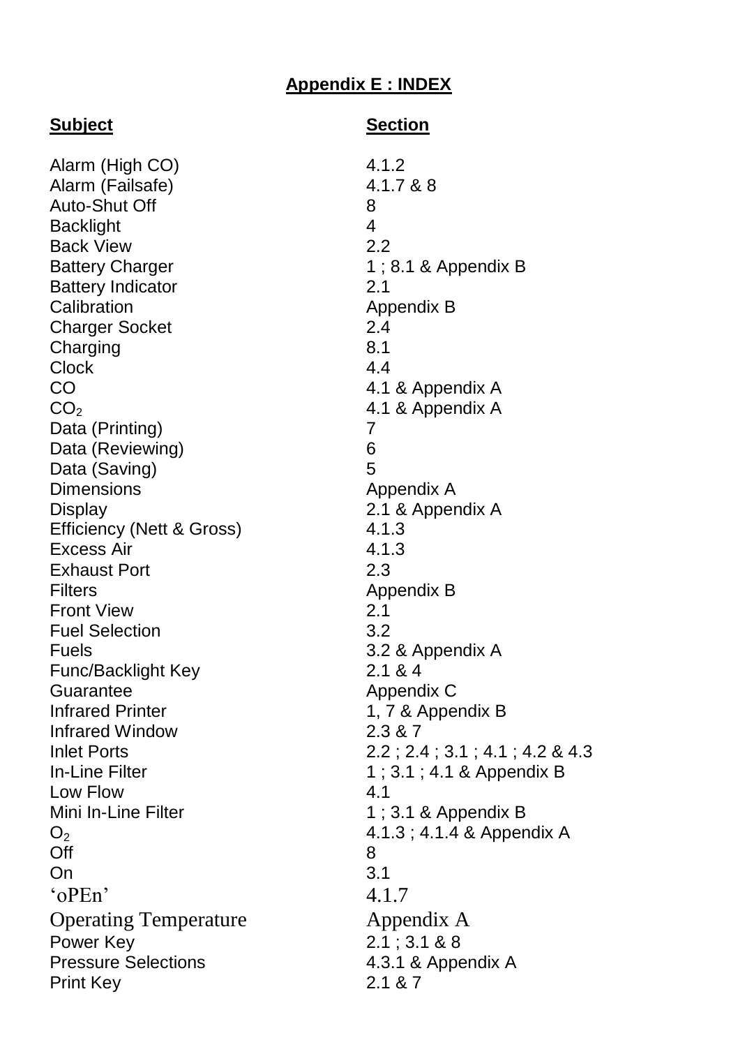## Appendix E : INDEX

| Subject | Section |
|---|---|
| Alarm (High CO) | 4.1.2 |
| Alarm (Failsafe) | 4.1.7 & 8 |
| Auto-Shut Off | 8 |
| Backlight | 4 |
| Back View | 2.2 |
| Battery Charger | 1 ; 8.1 & Appendix B |
| Battery Indicator | 2.1 |
| Calibration | Appendix B |
| Charger Socket | 2.4 |
| Charging | 8.1 |
| Clock | 4.4 |
| CO | 4.1 & Appendix A |
| $CO_2$ | 4.1 & Appendix A |
| Data (Printing) | 7 |
| Data (Reviewing) | 6 |
| Data (Saving) | 5 |
| Dimensions | Appendix A |
| Display | 2.1 & Appendix A |
| Efficiency (Nett & Gross) | 4.1.3 |
| Excess Air | 4.1.3 |
| Exhaust Port | 2.3 |
| Filters | Appendix B |
| Front View | 2.1 |
| Fuel Selection | 3.2 |
| Fuels | 3.2 & Appendix A |
| Func/Backlight Key | 2.1 & 4 |
| Guarantee | Appendix C |
| Infrared Printer | 1, 7 & Appendix B |
| Infrared Window | 2.3 & 7 |
| Inlet Ports | 2.2 ; 2.4 ; 3.1 ; 4.1 ; 4.2 & 4.3 |
| In-Line Filter | 1 ; 3.1 ; 4.1 & Appendix B |
| Low Flow | 4.1 |
| Mini In-Line Filter | 1 ; 3.1 & Appendix B |
| $O_2$ | 4.1.3 ; 4.1.4 & Appendix A |
| Off | 8 |
| On | 3.1 |
| 'oPEn' | 4.1.7 |
| Operating Temperature | Appendix A |
| Power Key | 2.1 ; 3.1 & 8 |
| Pressure Selections | 4.3.1 & Appendix A |
| Print Key | 2.1 & 7 |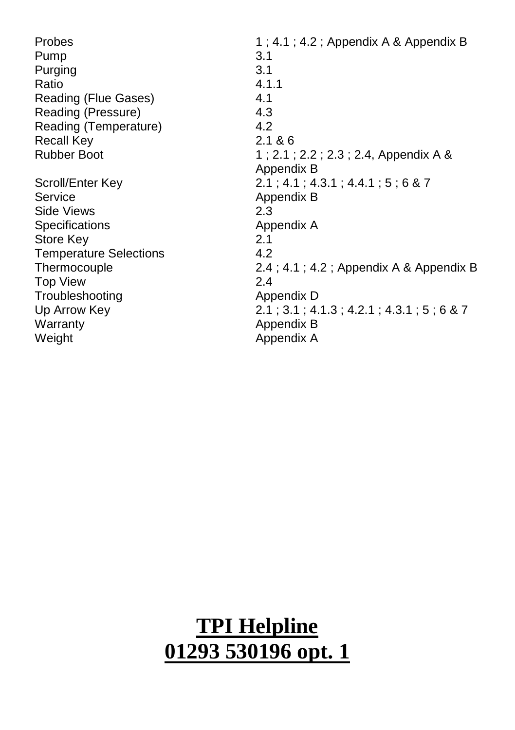| | |
|---|---|
| Probes | 1 ; 4.1 ; 4.2 ; Appendix A & Appendix B |
| Pump | 3.1 |
| Purging | 3.1 |
| Ratio | 4.1.1 |
| Reading (Flue Gases) | 4.1 |
| Reading (Pressure) | 4.3 |
| Reading (Temperature) | 4.2 |
| Recall Key | 2.1 & 6 |
| Rubber Boot | 1 ; 2.1 ; 2.2 ; 2.3 ; 2.4, Appendix A & Appendix B |
| Scroll/Enter Key | 2.1 ; 4.1 ; 4.3.1 ; 4.4.1 ; 5 ; 6 & 7 |
| Service | Appendix B |
| Side Views | 2.3 |
| Specifications | Appendix A |
| Store Key | 2.1 |
| Temperature Selections | 4.2 |
| Thermocouple | 2.4 ; 4.1 ; 4.2 ; Appendix A & Appendix B |
| Top View | 2.4 |
| Troubleshooting | Appendix D |
| Up Arrow Key | 2.1 ; 3.1 ; 4.1.3 ; 4.2.1 ; 4.3.1 ; 5 ; 6 & 7 |
| Warranty | Appendix B |
| Weight | Appendix A |

**TPI Helpline**
**01293 530196 opt. 1**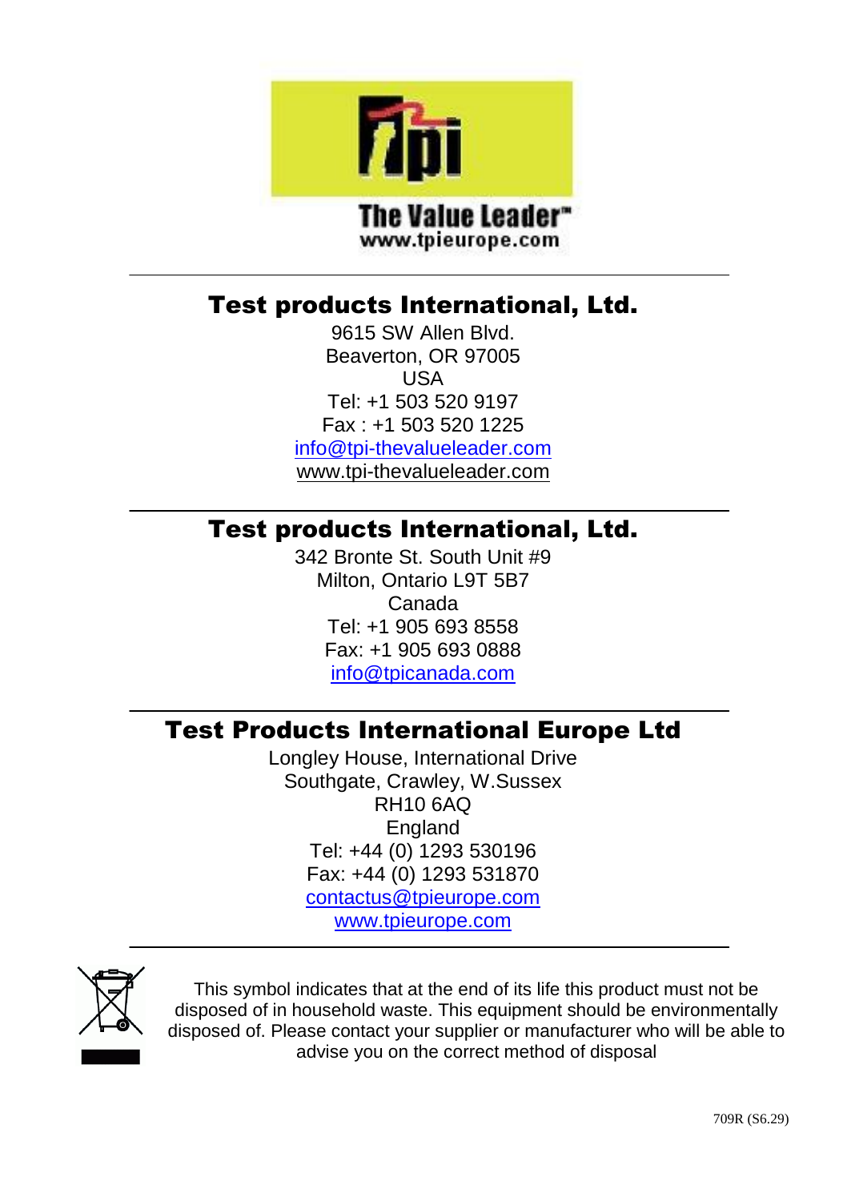The Value Leader™
www.tpieurope.com

---

## Test products International, Ltd.

9615 SW Allen Blvd.
Beaverton, OR 97005
USA
Tel: +1 503 520 9197
Fax : +1 503 520 1225
info@tpi-thevalueleader.com
www.tpi-thevalueleader.com

---

## Test products International, Ltd.

342 Bronte St. South Unit #9
Milton, Ontario L9T 5B7
Canada
Tel: +1 905 693 8558
Fax: +1 905 693 0888
info@tpicanada.com

---

## Test Products International Europe Ltd

Longley House, International Drive
Southgate, Crawley, W.Sussex
RH10 6AQ
England
Tel: +44 (0) 1293 530196
Fax: +44 (0) 1293 531870
contactus@tpieurope.com
www.tpieurope.com

---

This symbol indicates that at the end of its life this product must not be disposed of in household waste. This equipment should be environmentally disposed of. Please contact your supplier or manufacturer who will be able to advise you on the correct method of disposal

709R (S6.29)